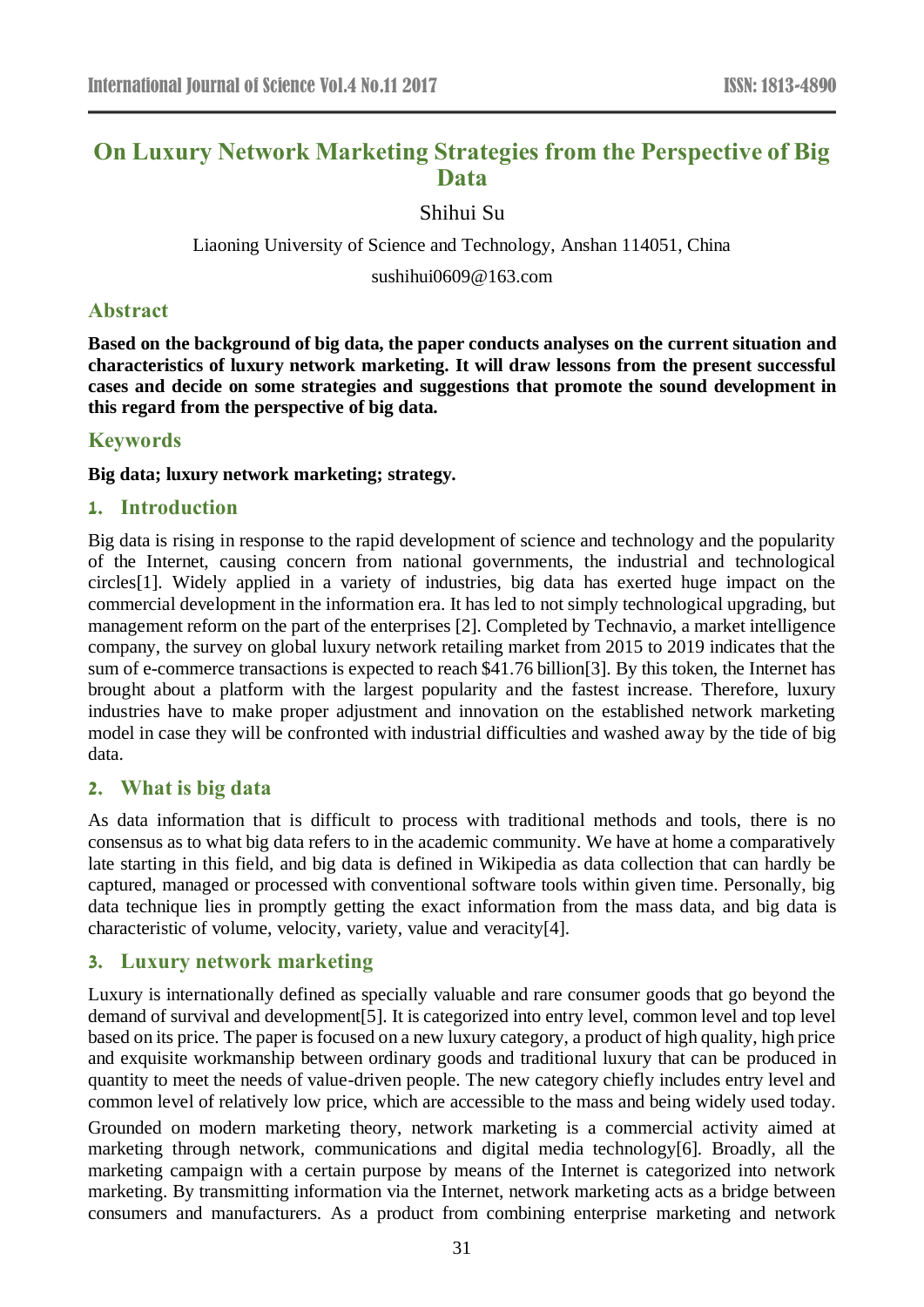# On Luxury Network Marketing Strategies from the Perspective of Big Data

Shihui Su

Liaoning University of Science and Technology, Anshan 114051, China

sushihui0609@163.com

## Abstract

**Based on the background of big data, the paper conducts analyses on the current situation and characteristics of luxury network marketing. It will draw lessons from the present successful cases and decide on some strategies and suggestions that promote the sound development in this regard from the perspective of big data.**

## Keywords

**Big data; luxury network marketing; strategy.**

## 1. Introduction

Big data is rising in response to the rapid development of science and technology and the popularity of the Internet, causing concern from national governments, the industrial and technological circles[1]. Widely applied in a variety of industries, big data has exerted huge impact on the commercial development in the information era. It has led to not simply technological upgrading, but management reform on the part of the enterprises [2]. Completed by Technavio, a market intelligence company, the survey on global luxury network retailing market from 2015 to 2019 indicates that the sum of e-commerce transactions is expected to reach $41.76 billion[3]. By this token, the Internet has brought about a platform with the largest popularity and the fastest increase. Therefore, luxury industries have to make proper adjustment and innovation on the established network marketing model in case they will be confronted with industrial difficulties and washed away by the tide of big data.

## 2. What is big data

As data information that is difficult to process with traditional methods and tools, there is no consensus as to what big data refers to in the academic community. We have at home a comparatively late starting in this field, and big data is defined in Wikipedia as data collection that can hardly be captured, managed or processed with conventional software tools within given time. Personally, big data technique lies in promptly getting the exact information from the mass data, and big data is characteristic of volume, velocity, variety, value and veracity[4].

## 3. Luxury network marketing

Luxury is internationally defined as specially valuable and rare consumer goods that go beyond the demand of survival and development[5]. It is categorized into entry level, common level and top level based on its price. The paper is focused on a new luxury category, a product of high quality, high price and exquisite workmanship between ordinary goods and traditional luxury that can be produced in quantity to meet the needs of value-driven people. The new category chiefly includes entry level and common level of relatively low price, which are accessible to the mass and being widely used today.

Grounded on modern marketing theory, network marketing is a commercial activity aimed at marketing through network, communications and digital media technology[6]. Broadly, all the marketing campaign with a certain purpose by means of the Internet is categorized into network marketing. By transmitting information via the Internet, network marketing acts as a bridge between consumers and manufacturers. As a product from combining enterprise marketing and network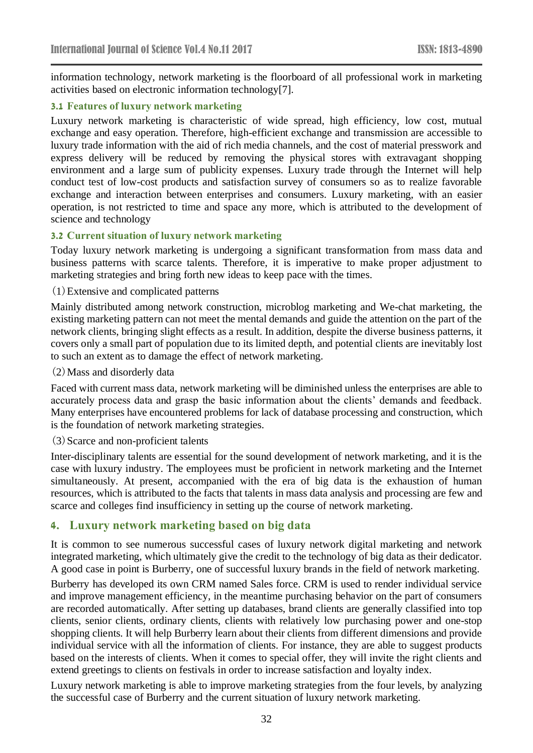information technology, network marketing is the floorboard of all professional work in marketing activities based on electronic information technology[7].

### 3.1 Features of luxury network marketing

Luxury network marketing is characteristic of wide spread, high efficiency, low cost, mutual exchange and easy operation. Therefore, high-efficient exchange and transmission are accessible to luxury trade information with the aid of rich media channels, and the cost of material presswork and express delivery will be reduced by removing the physical stores with extravagant shopping environment and a large sum of publicity expenses. Luxury trade through the Internet will help conduct test of low-cost products and satisfaction survey of consumers so as to realize favorable exchange and interaction between enterprises and consumers. Luxury marketing, with an easier operation, is not restricted to time and space any more, which is attributed to the development of science and technology

### 3.2 Current situation of luxury network marketing

Today luxury network marketing is undergoing a significant transformation from mass data and business patterns with scarce talents. Therefore, it is imperative to make proper adjustment to marketing strategies and bring forth new ideas to keep pace with the times.

(1) Extensive and complicated patterns

Mainly distributed among network construction, microblog marketing and We-chat marketing, the existing marketing pattern can not meet the mental demands and guide the attention on the part of the network clients, bringing slight effects as a result. In addition, despite the diverse business patterns, it covers only a small part of population due to its limited depth, and potential clients are inevitably lost to such an extent as to damage the effect of network marketing.

(2) Mass and disorderly data

Faced with current mass data, network marketing will be diminished unless the enterprises are able to accurately process data and grasp the basic information about the clients' demands and feedback. Many enterprises have encountered problems for lack of database processing and construction, which is the foundation of network marketing strategies.

(3) Scarce and non-proficient talents

Inter-disciplinary talents are essential for the sound development of network marketing, and it is the case with luxury industry. The employees must be proficient in network marketing and the Internet simultaneously. At present, accompanied with the era of big data is the exhaustion of human resources, which is attributed to the facts that talents in mass data analysis and processing are few and scarce and colleges find insufficiency in setting up the course of network marketing.

## 4. Luxury network marketing based on big data

It is common to see numerous successful cases of luxury network digital marketing and network integrated marketing, which ultimately give the credit to the technology of big data as their dedicator. A good case in point is Burberry, one of successful luxury brands in the field of network marketing.

Burberry has developed its own CRM named Sales force. CRM is used to render individual service and improve management efficiency, in the meantime purchasing behavior on the part of consumers are recorded automatically. After setting up databases, brand clients are generally classified into top clients, senior clients, ordinary clients, clients with relatively low purchasing power and one-stop shopping clients. It will help Burberry learn about their clients from different dimensions and provide individual service with all the information of clients. For instance, they are able to suggest products based on the interests of clients. When it comes to special offer, they will invite the right clients and extend greetings to clients on festivals in order to increase satisfaction and loyalty index.

Luxury network marketing is able to improve marketing strategies from the four levels, by analyzing the successful case of Burberry and the current situation of luxury network marketing.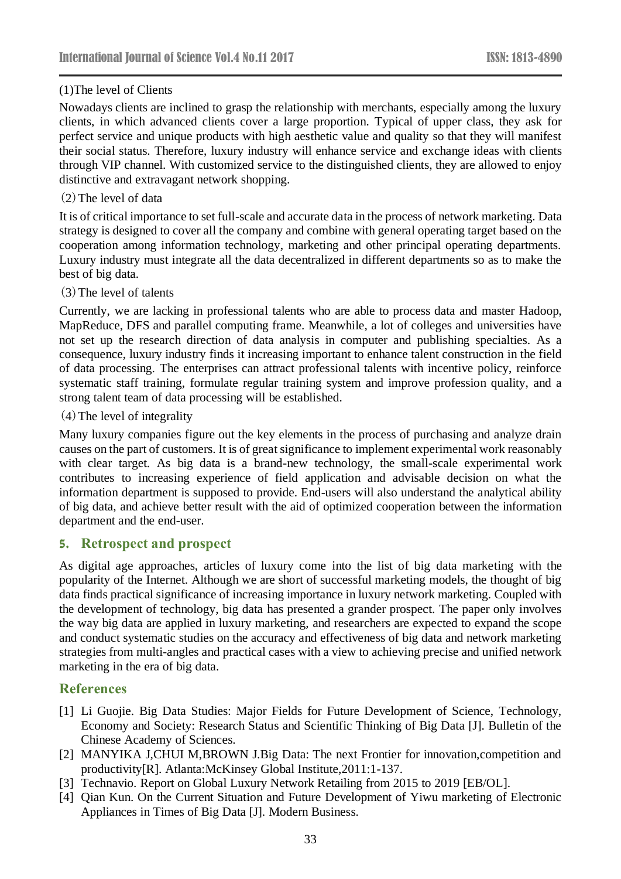(1)The level of Clients

Nowadays clients are inclined to grasp the relationship with merchants, especially among the luxury clients, in which advanced clients cover a large proportion. Typical of upper class, they ask for perfect service and unique products with high aesthetic value and quality so that they will manifest their social status. Therefore, luxury industry will enhance service and exchange ideas with clients through VIP channel. With customized service to the distinguished clients, they are allowed to enjoy distinctive and extravagant network shopping.

（2）The level of data

It is of critical importance to set full-scale and accurate data in the process of network marketing. Data strategy is designed to cover all the company and combine with general operating target based on the cooperation among information technology, marketing and other principal operating departments. Luxury industry must integrate all the data decentralized in different departments so as to make the best of big data.

（3）The level of talents

Currently, we are lacking in professional talents who are able to process data and master Hadoop, MapReduce, DFS and parallel computing frame. Meanwhile, a lot of colleges and universities have not set up the research direction of data analysis in computer and publishing specialties. As a consequence, luxury industry finds it increasing important to enhance talent construction in the field of data processing. The enterprises can attract professional talents with incentive policy, reinforce systematic staff training, formulate regular training system and improve profession quality, and a strong talent team of data processing will be established.

（4）The level of integrality

Many luxury companies figure out the key elements in the process of purchasing and analyze drain causes on the part of customers. It is of great significance to implement experimental work reasonably with clear target. As big data is a brand-new technology, the small-scale experimental work contributes to increasing experience of field application and advisable decision on what the information department is supposed to provide. End-users will also understand the analytical ability of big data, and achieve better result with the aid of optimized cooperation between the information department and the end-user.

## 5. Retrospect and prospect

As digital age approaches, articles of luxury come into the list of big data marketing with the popularity of the Internet. Although we are short of successful marketing models, the thought of big data finds practical significance of increasing importance in luxury network marketing. Coupled with the development of technology, big data has presented a grander prospect. The paper only involves the way big data are applied in luxury marketing, and researchers are expected to expand the scope and conduct systematic studies on the accuracy and effectiveness of big data and network marketing strategies from multi-angles and practical cases with a view to achieving precise and unified network marketing in the era of big data.

## References

[1] Li Guojie. Big Data Studies: Major Fields for Future Development of Science, Technology, Economy and Society: Research Status and Scientific Thinking of Big Data [J]. Bulletin of the Chinese Academy of Sciences.

[2] MANYIKA J,CHUI M,BROWN J.Big Data: The next Frontier for innovation,competition and productivity[R]. Atlanta:McKinsey Global Institute,2011:1-137.

[3] Technavio. Report on Global Luxury Network Retailing from 2015 to 2019 [EB/OL].

[4] Qian Kun. On the Current Situation and Future Development of Yiwu marketing of Electronic Appliances in Times of Big Data [J]. Modern Business.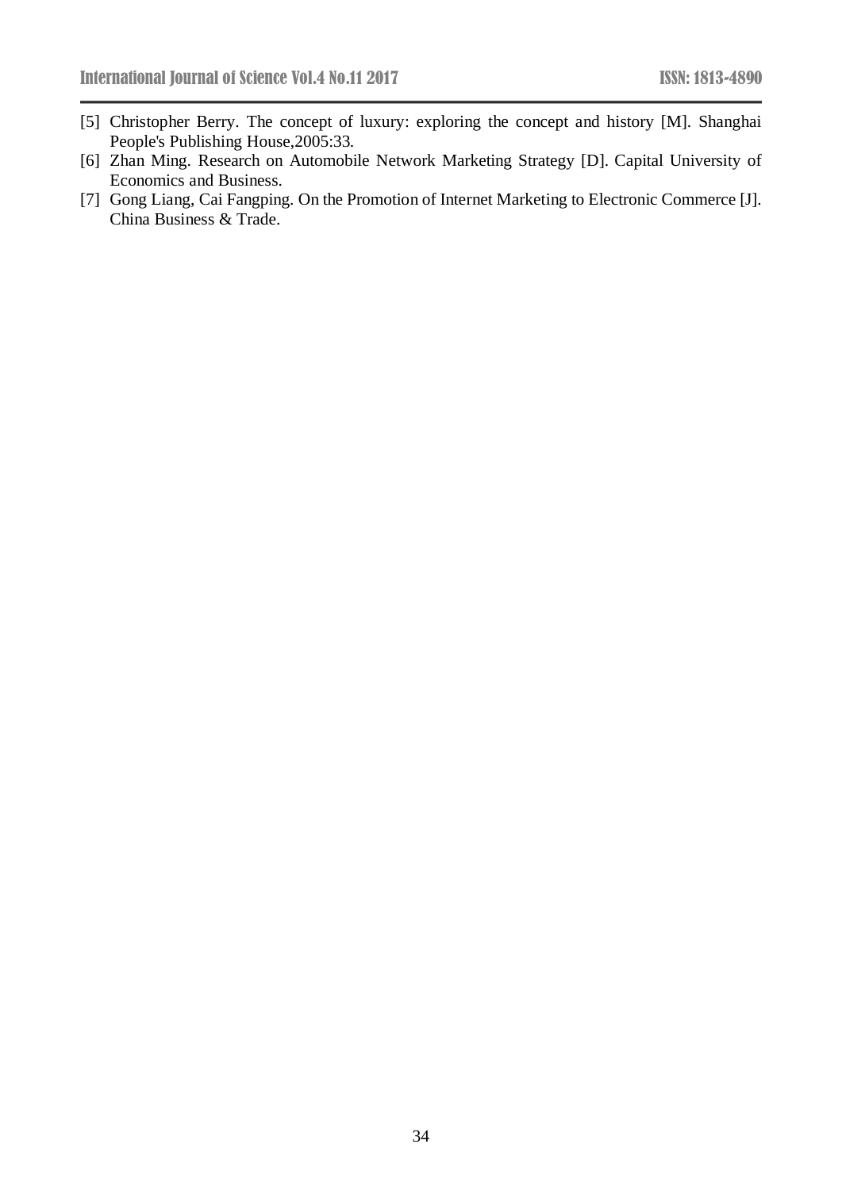[5] Christopher Berry. The concept of luxury: exploring the concept and history [M]. Shanghai People's Publishing House,2005:33.

[6] Zhan Ming. Research on Automobile Network Marketing Strategy [D]. Capital University of Economics and Business.

[7] Gong Liang, Cai Fangping. On the Promotion of Internet Marketing to Electronic Commerce [J]. China Business & Trade.